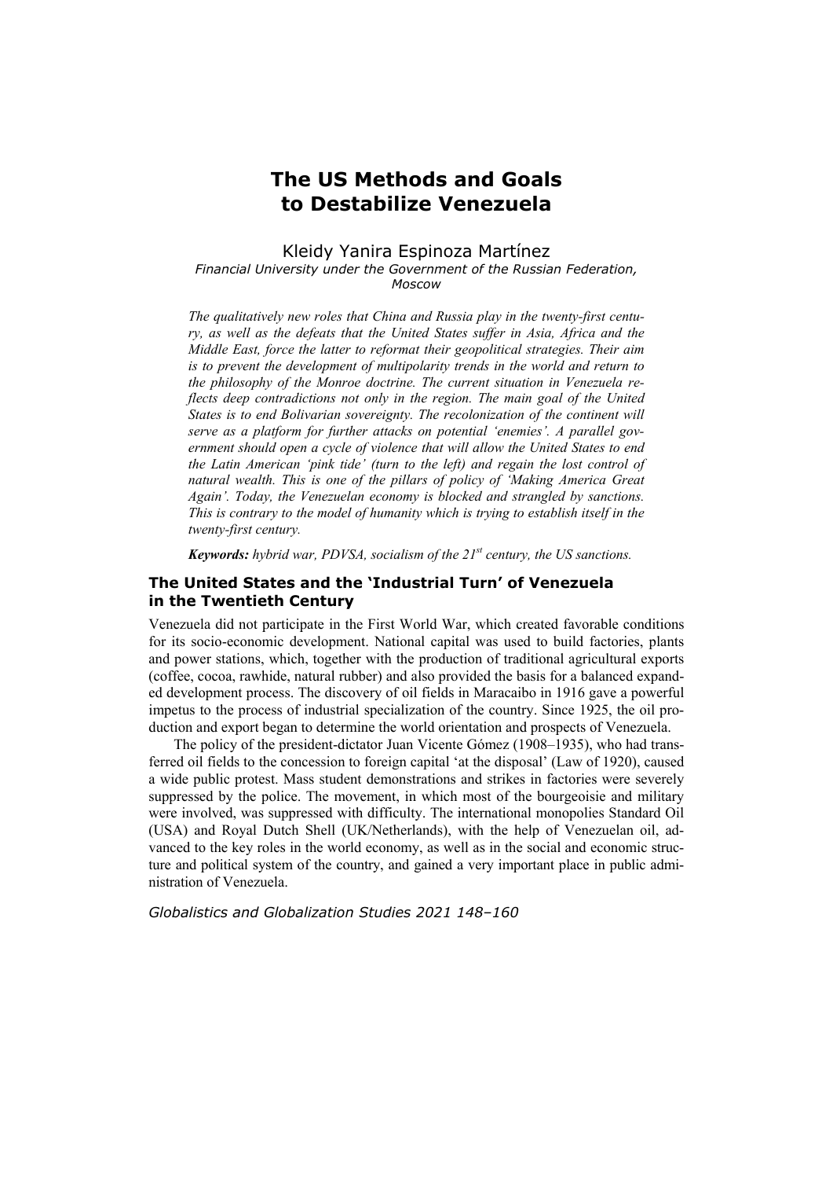# The US Methods and Goals to Destabilize Venezuela

Kleidy Yanira Espinoza Martínez

*Financial University under the Government of the Russian Federation, Moscow*

*The qualitatively new roles that China and Russia play in the twenty-first century, as well as the defeats that the United States suffer in Asia, Africa and the Middle East, force the latter to reformat their geopolitical strategies. Their aim is to prevent the development of multipolarity trends in the world and return to the philosophy of the Monroe doctrine. The current situation in Venezuela reflects deep contradictions not only in the region. The main goal of the United States is to end Bolivarian sovereignty. The recolonization of the continent will serve as a platform for further attacks on potential 'enemies'. A parallel government should open a cycle of violence that will allow the United States to end the Latin American 'pink tide' (turn to the left) and regain the lost control of natural wealth. This is one of the pillars of policy of 'Making America Great Again'. Today, the Venezuelan economy is blocked and strangled by sanctions. This is contrary to the model of humanity which is trying to establish itself in the twenty-first century.*

***Keywords:*** *hybrid war, PDVSA, socialism of the 21st century, the US sanctions.*

## The United States and the 'Industrial Turn' of Venezuela in the Twentieth Century

Venezuela did not participate in the First World War, which created favorable conditions for its socio-economic development. National capital was used to build factories, plants and power stations, which, together with the production of traditional agricultural exports (coffee, cocoa, rawhide, natural rubber) and also provided the basis for a balanced expanded development process. The discovery of oil fields in Maracaibo in 1916 gave a powerful impetus to the process of industrial specialization of the country. Since 1925, the oil production and export began to determine the world orientation and prospects of Venezuela.

The policy of the president-dictator Juan Vicente Gómez (1908–1935), who had transferred oil fields to the concession to foreign capital 'at the disposal' (Law of 1920), caused a wide public protest. Mass student demonstrations and strikes in factories were severely suppressed by the police. The movement, in which most of the bourgeoisie and military were involved, was suppressed with difficulty. The international monopolies Standard Oil (USA) and Royal Dutch Shell (UK/Netherlands), with the help of Venezuelan oil, advanced to the key roles in the world economy, as well as in the social and economic structure and political system of the country, and gained a very important place in public administration of Venezuela.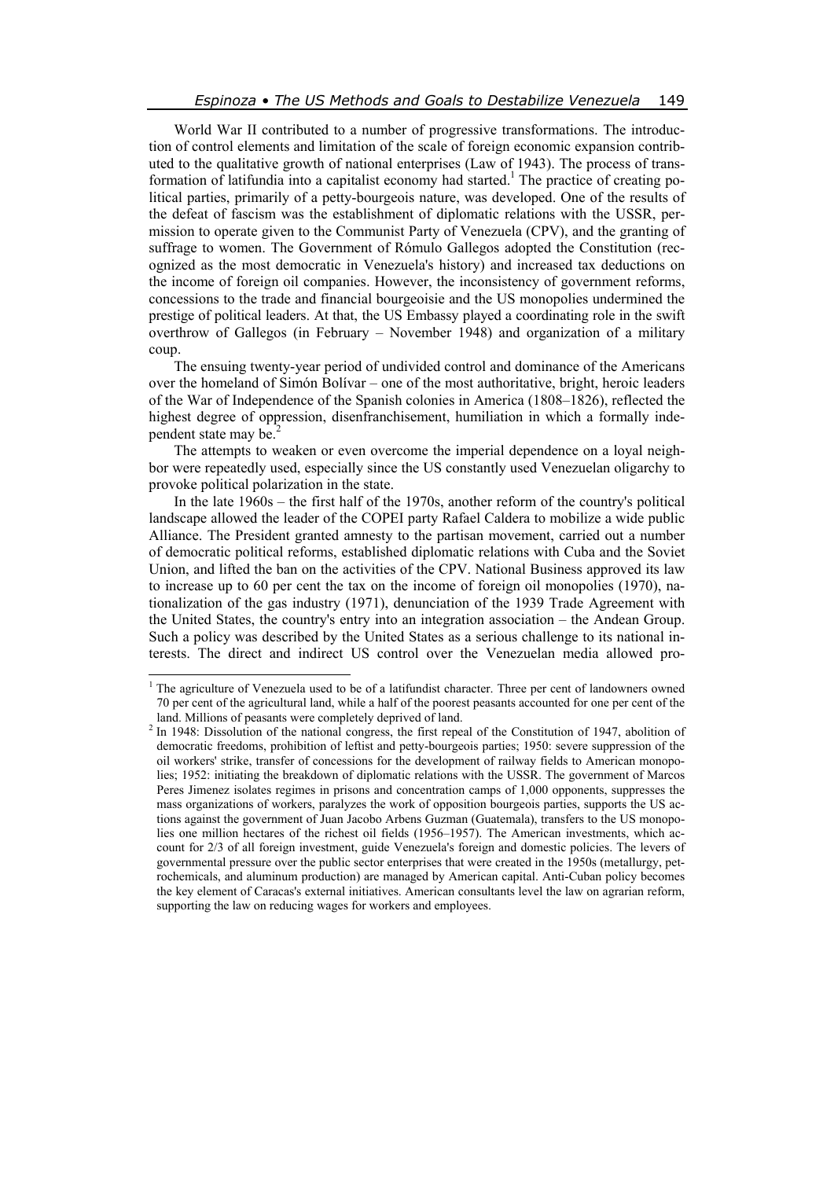World War II contributed to a number of progressive transformations. The introduction of control elements and limitation of the scale of foreign economic expansion contributed to the qualitative growth of national enterprises (Law of 1943). The process of transformation of latifundia into a capitalist economy had started.[1] The practice of creating political parties, primarily of a petty-bourgeois nature, was developed. One of the results of the defeat of fascism was the establishment of diplomatic relations with the USSR, permission to operate given to the Communist Party of Venezuela (CPV), and the granting of suffrage to women. The Government of Rómulo Gallegos adopted the Constitution (recognized as the most democratic in Venezuela's history) and increased tax deductions on the income of foreign oil companies. However, the inconsistency of government reforms, concessions to the trade and financial bourgeoisie and the US monopolies undermined the prestige of political leaders. At that, the US Embassy played a coordinating role in the swift overthrow of Gallegos (in February – November 1948) and organization of a military coup.

The ensuing twenty-year period of undivided control and dominance of the Americans over the homeland of Simón Bolívar – one of the most authoritative, bright, heroic leaders of the War of Independence of the Spanish colonies in America (1808–1826), reflected the highest degree of oppression, disenfranchisement, humiliation in which a formally independent state may be.[2]

The attempts to weaken or even overcome the imperial dependence on a loyal neighbor were repeatedly used, especially since the US constantly used Venezuelan oligarchy to provoke political polarization in the state.

In the late 1960s – the first half of the 1970s, another reform of the country's political landscape allowed the leader of the COPEI party Rafael Caldera to mobilize a wide public Alliance. The President granted amnesty to the partisan movement, carried out a number of democratic political reforms, established diplomatic relations with Cuba and the Soviet Union, and lifted the ban on the activities of the CPV. National Business approved its law to increase up to 60 per cent the tax on the income of foreign oil monopolies (1970), nationalization of the gas industry (1971), denunciation of the 1939 Trade Agreement with the United States, the country's entry into an integration association – the Andean Group. Such a policy was described by the United States as a serious challenge to its national interests. The direct and indirect US control over the Venezuelan media allowed pro-

---

[1] The agriculture of Venezuela used to be of a latifundist character. Three per cent of landowners owned 70 per cent of the agricultural land, while a half of the poorest peasants accounted for one per cent of the land. Millions of peasants were completely deprived of land.

[2] In 1948: Dissolution of the national congress, the first repeal of the Constitution of 1947, abolition of democratic freedoms, prohibition of leftist and petty-bourgeois parties; 1950: severe suppression of the oil workers' strike, transfer of concessions for the development of railway fields to American monopolies; 1952: initiating the breakdown of diplomatic relations with the USSR. The government of Marcos Peres Jimenez isolates regimes in prisons and concentration camps of 1,000 opponents, suppresses the mass organizations of workers, paralyzes the work of opposition bourgeois parties, supports the US actions against the government of Juan Jacobo Arbens Guzman (Guatemala), transfers to the US monopolies one million hectares of the richest oil fields (1956–1957). The American investments, which account for 2/3 of all foreign investment, guide Venezuela's foreign and domestic policies. The levers of governmental pressure over the public sector enterprises that were created in the 1950s (metallurgy, petrochemicals, and aluminum production) are managed by American capital. Anti-Cuban policy becomes the key element of Caracas's external initiatives. American consultants level the law on agrarian reform, supporting the law on reducing wages for workers and employees.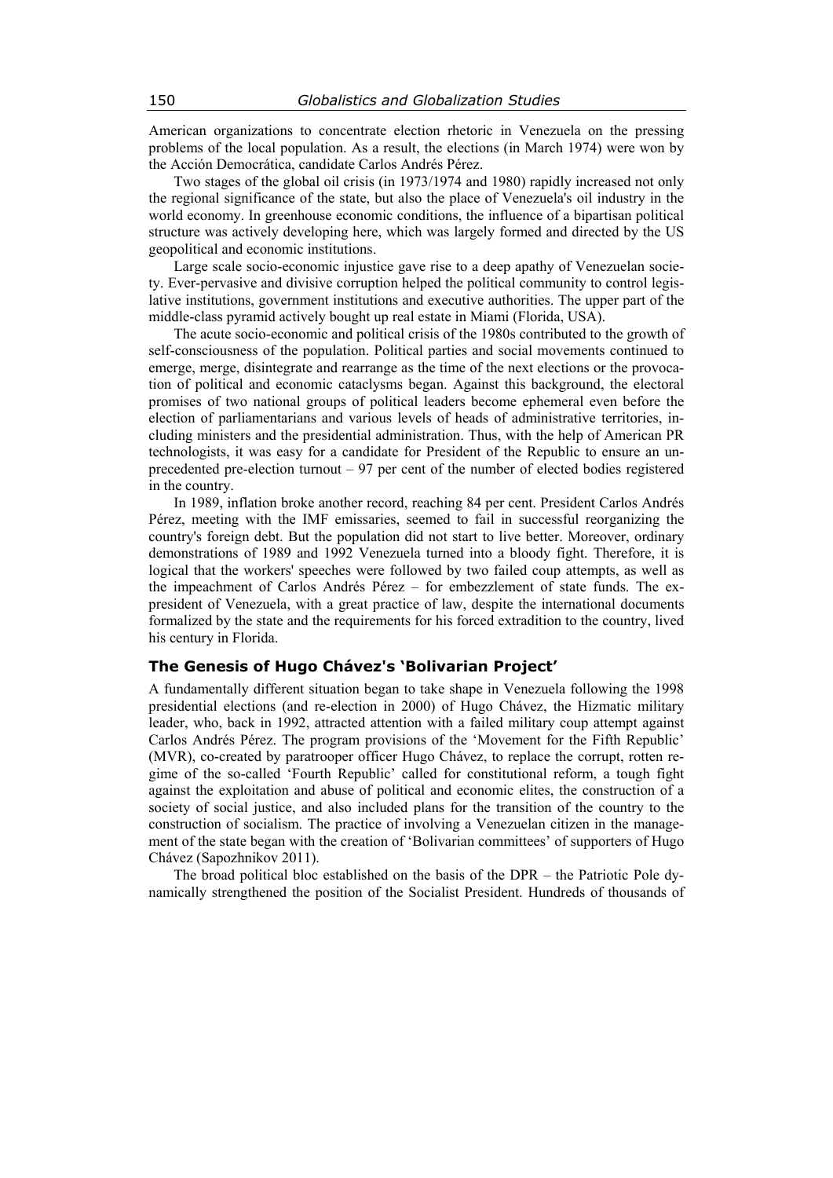American organizations to concentrate election rhetoric in Venezuela on the pressing problems of the local population. As a result, the elections (in March 1974) were won by the Acción Democrática, candidate Carlos Andrés Pérez.

Two stages of the global oil crisis (in 1973/1974 and 1980) rapidly increased not only the regional significance of the state, but also the place of Venezuela's oil industry in the world economy. In greenhouse economic conditions, the influence of a bipartisan political structure was actively developing here, which was largely formed and directed by the US geopolitical and economic institutions.

Large scale socio-economic injustice gave rise to a deep apathy of Venezuelan society. Ever-pervasive and divisive corruption helped the political community to control legislative institutions, government institutions and executive authorities. The upper part of the middle-class pyramid actively bought up real estate in Miami (Florida, USA).

The acute socio-economic and political crisis of the 1980s contributed to the growth of self-consciousness of the population. Political parties and social movements continued to emerge, merge, disintegrate and rearrange as the time of the next elections or the provocation of political and economic cataclysms began. Against this background, the electoral promises of two national groups of political leaders become ephemeral even before the election of parliamentarians and various levels of heads of administrative territories, including ministers and the presidential administration. Thus, with the help of American PR technologists, it was easy for a candidate for President of the Republic to ensure an unprecedented pre-election turnout – 97 per cent of the number of elected bodies registered in the country.

In 1989, inflation broke another record, reaching 84 per cent. President Carlos Andrés Pérez, meeting with the IMF emissaries, seemed to fail in successful reorganizing the country's foreign debt. But the population did not start to live better. Moreover, ordinary demonstrations of 1989 and 1992 Venezuela turned into a bloody fight. Therefore, it is logical that the workers' speeches were followed by two failed coup attempts, as well as the impeachment of Carlos Andrés Pérez – for embezzlement of state funds. The ex-president of Venezuela, with a great practice of law, despite the international documents formalized by the state and the requirements for his forced extradition to the country, lived his century in Florida.

### The Genesis of Hugo Chávez's 'Bolivarian Project'

A fundamentally different situation began to take shape in Venezuela following the 1998 presidential elections (and re-election in 2000) of Hugo Chávez, the Hizmatic military leader, who, back in 1992, attracted attention with a failed military coup attempt against Carlos Andrés Pérez. The program provisions of the 'Movement for the Fifth Republic' (MVR), co-created by paratrooper officer Hugo Chávez, to replace the corrupt, rotten regime of the so-called 'Fourth Republic' called for constitutional reform, a tough fight against the exploitation and abuse of political and economic elites, the construction of a society of social justice, and also included plans for the transition of the country to the construction of socialism. The practice of involving a Venezuelan citizen in the management of the state began with the creation of 'Bolivarian committees' of supporters of Hugo Chávez (Sapozhnikov 2011).

The broad political bloc established on the basis of the DPR – the Patriotic Pole dynamically strengthened the position of the Socialist President. Hundreds of thousands of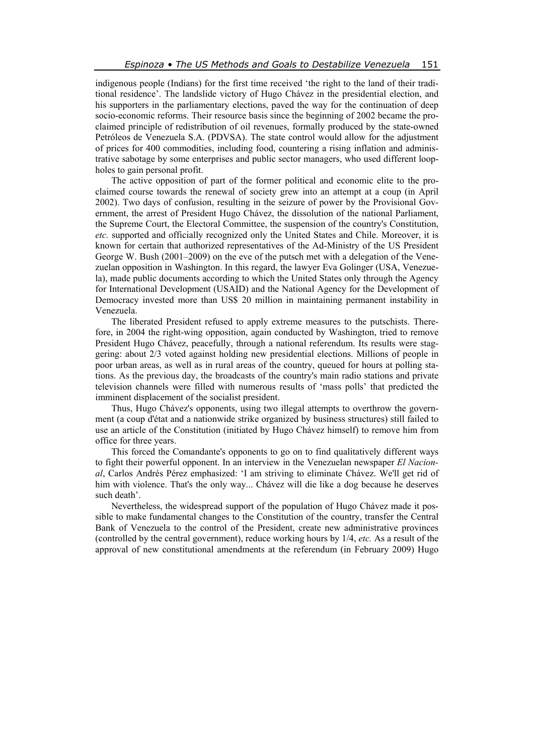indigenous people (Indians) for the first time received 'the right to the land of their traditional residence'. The landslide victory of Hugo Chávez in the presidential election, and his supporters in the parliamentary elections, paved the way for the continuation of deep socio-economic reforms. Their resource basis since the beginning of 2002 became the proclaimed principle of redistribution of oil revenues, formally produced by the state-owned Petróleos de Venezuela S.A. (PDVSA). The state control would allow for the adjustment of prices for 400 commodities, including food, countering a rising inflation and administrative sabotage by some enterprises and public sector managers, who used different loopholes to gain personal profit.

The active opposition of part of the former political and economic elite to the proclaimed course towards the renewal of society grew into an attempt at a coup (in April 2002). Two days of confusion, resulting in the seizure of power by the Provisional Government, the arrest of President Hugo Chávez, the dissolution of the national Parliament, the Supreme Court, the Electoral Committee, the suspension of the country's Constitution, *etc.* supported and officially recognized only the United States and Chile. Moreover, it is known for certain that authorized representatives of the Ad-Ministry of the US President George W. Bush (2001–2009) on the eve of the putsch met with a delegation of the Venezuelan opposition in Washington. In this regard, the lawyer Eva Golinger (USA, Venezuela), made public documents according to which the United States only through the Agency for International Development (USAID) and the National Agency for the Development of Democracy invested more than US$ 20 million in maintaining permanent instability in Venezuela.

The liberated President refused to apply extreme measures to the putschists. Therefore, in 2004 the right-wing opposition, again conducted by Washington, tried to remove President Hugo Chávez, peacefully, through a national referendum. Its results were staggering: about 2/3 voted against holding new presidential elections. Millions of people in poor urban areas, as well as in rural areas of the country, queued for hours at polling stations. As the previous day, the broadcasts of the country's main radio stations and private television channels were filled with numerous results of 'mass polls' that predicted the imminent displacement of the socialist president.

Thus, Hugo Chávez's opponents, using two illegal attempts to overthrow the government (a coup d'état and a nationwide strike organized by business structures) still failed to use an article of the Constitution (initiated by Hugo Chávez himself) to remove him from office for three years.

This forced the Comandante's opponents to go on to find qualitatively different ways to fight their powerful opponent. In an interview in the Venezuelan newspaper *El Nacional*, Carlos Andrés Pérez emphasized: 'I am striving to eliminate Chávez. We'll get rid of him with violence. That's the only way... Chávez will die like a dog because he deserves such death'.

Nevertheless, the widespread support of the population of Hugo Chávez made it possible to make fundamental changes to the Constitution of the country, transfer the Central Bank of Venezuela to the control of the President, create new administrative provinces (controlled by the central government), reduce working hours by 1/4, *etc.* As a result of the approval of new constitutional amendments at the referendum (in February 2009) Hugo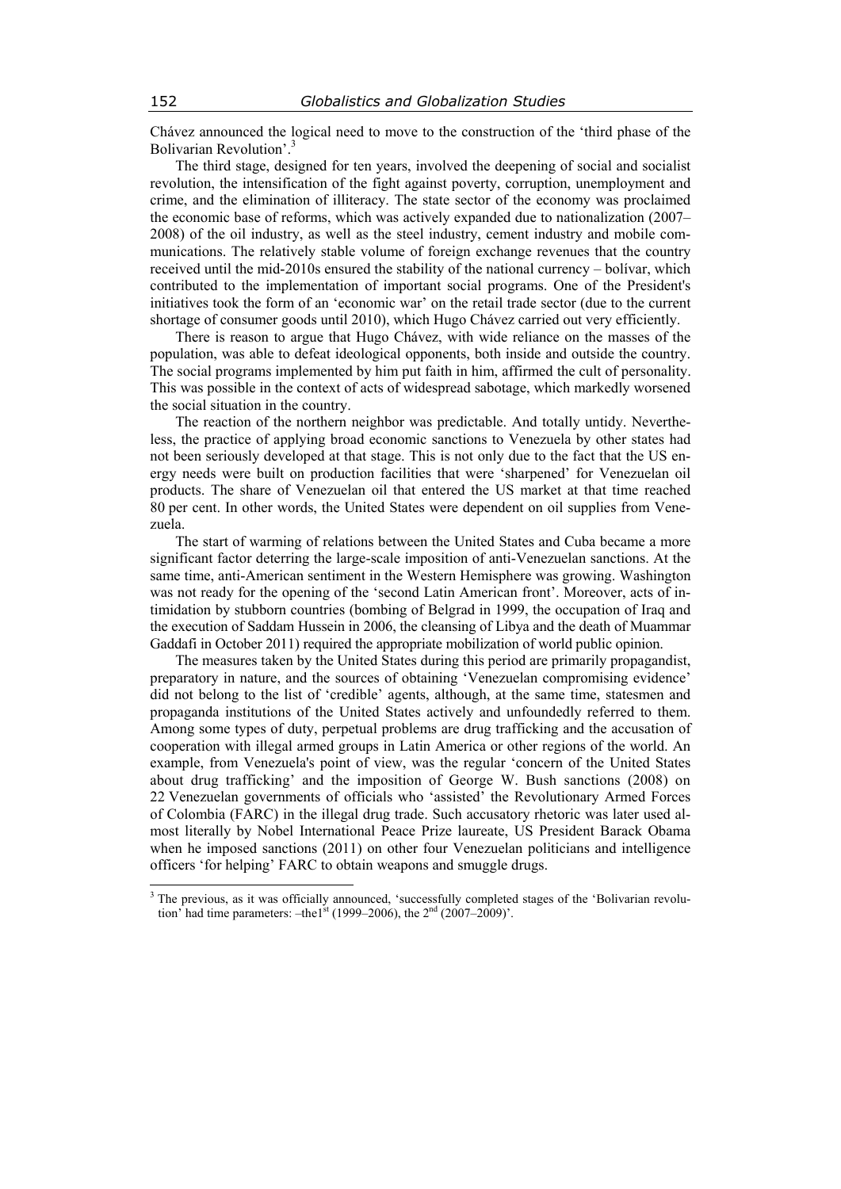Chávez announced the logical need to move to the construction of the 'third phase of the Bolivarian Revolution'.[3]

The third stage, designed for ten years, involved the deepening of social and socialist revolution, the intensification of the fight against poverty, corruption, unemployment and crime, and the elimination of illiteracy. The state sector of the economy was proclaimed the economic base of reforms, which was actively expanded due to nationalization (2007–2008) of the oil industry, as well as the steel industry, cement industry and mobile communications. The relatively stable volume of foreign exchange revenues that the country received until the mid-2010s ensured the stability of the national currency – bolívar, which contributed to the implementation of important social programs. One of the President's initiatives took the form of an 'economic war' on the retail trade sector (due to the current shortage of consumer goods until 2010), which Hugo Chávez carried out very efficiently.

There is reason to argue that Hugo Chávez, with wide reliance on the masses of the population, was able to defeat ideological opponents, both inside and outside the country. The social programs implemented by him put faith in him, affirmed the cult of personality. This was possible in the context of acts of widespread sabotage, which markedly worsened the social situation in the country.

The reaction of the northern neighbor was predictable. And totally untidy. Nevertheless, the practice of applying broad economic sanctions to Venezuela by other states had not been seriously developed at that stage. This is not only due to the fact that the US energy needs were built on production facilities that were 'sharpened' for Venezuelan oil products. The share of Venezuelan oil that entered the US market at that time reached 80 per cent. In other words, the United States were dependent on oil supplies from Venezuela.

The start of warming of relations between the United States and Cuba became a more significant factor deterring the large-scale imposition of anti-Venezuelan sanctions. At the same time, anti-American sentiment in the Western Hemisphere was growing. Washington was not ready for the opening of the 'second Latin American front'. Moreover, acts of intimidation by stubborn countries (bombing of Belgrad in 1999, the occupation of Iraq and the execution of Saddam Hussein in 2006, the cleansing of Libya and the death of Muammar Gaddafi in October 2011) required the appropriate mobilization of world public opinion.

The measures taken by the United States during this period are primarily propagandist, preparatory in nature, and the sources of obtaining 'Venezuelan compromising evidence' did not belong to the list of 'credible' agents, although, at the same time, statesmen and propaganda institutions of the United States actively and unfoundedly referred to them. Among some types of duty, perpetual problems are drug trafficking and the accusation of cooperation with illegal armed groups in Latin America or other regions of the world. An example, from Venezuela's point of view, was the regular 'concern of the United States about drug trafficking' and the imposition of George W. Bush sanctions (2008) on 22 Venezuelan governments of officials who 'assisted' the Revolutionary Armed Forces of Colombia (FARC) in the illegal drug trade. Such accusatory rhetoric was later used almost literally by Nobel International Peace Prize laureate, US President Barack Obama when he imposed sanctions (2011) on other four Venezuelan politicians and intelligence officers 'for helping' FARC to obtain weapons and smuggle drugs.

---

[3] The previous, as it was officially announced, 'successfully completed stages of the 'Bolivarian revolution' had time parameters: –the1st (1999–2006), the 2nd (2007–2009)'.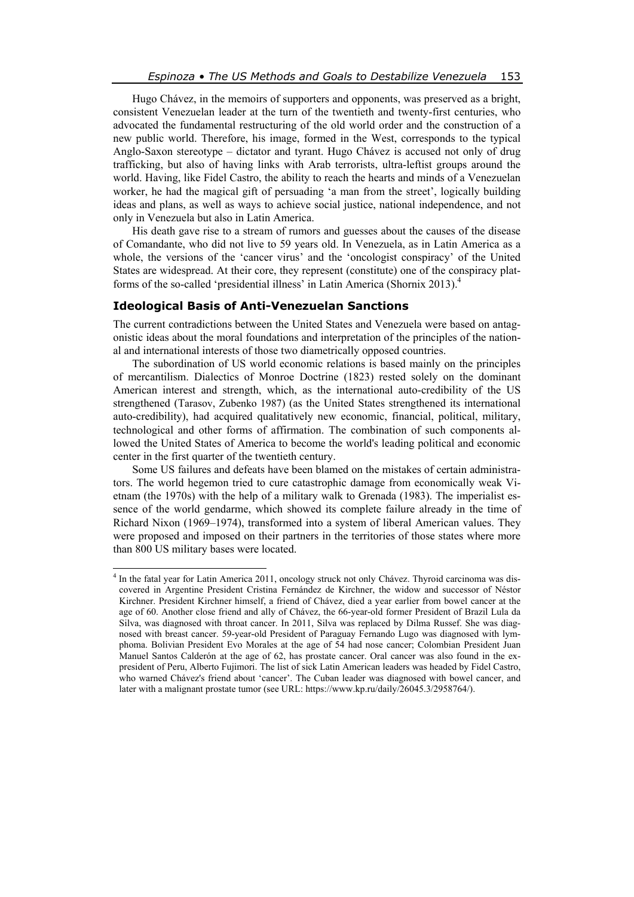Hugo Chávez, in the memoirs of supporters and opponents, was preserved as a bright, consistent Venezuelan leader at the turn of the twentieth and twenty-first centuries, who advocated the fundamental restructuring of the old world order and the construction of a new public world. Therefore, his image, formed in the West, corresponds to the typical Anglo-Saxon stereotype – dictator and tyrant. Hugo Chávez is accused not only of drug trafficking, but also of having links with Arab terrorists, ultra-leftist groups around the world. Having, like Fidel Castro, the ability to reach the hearts and minds of a Venezuelan worker, he had the magical gift of persuading 'a man from the street', logically building ideas and plans, as well as ways to achieve social justice, national independence, and not only in Venezuela but also in Latin America.

His death gave rise to a stream of rumors and guesses about the causes of the disease of Comandante, who did not live to 59 years old. In Venezuela, as in Latin America as a whole, the versions of the 'cancer virus' and the 'oncologist conspiracy' of the United States are widespread. At their core, they represent (constitute) one of the conspiracy platforms of the so-called 'presidential illness' in Latin America (Shornix 2013).[4]

## Ideological Basis of Anti-Venezuelan Sanctions

The current contradictions between the United States and Venezuela were based on antagonistic ideas about the moral foundations and interpretation of the principles of the national and international interests of those two diametrically opposed countries.

The subordination of US world economic relations is based mainly on the principles of mercantilism. Dialectics of Monroe Doctrine (1823) rested solely on the dominant American interest and strength, which, as the international auto-credibility of the US strengthened (Tarasov, Zubenko 1987) (as the United States strengthened its international auto-credibility), had acquired qualitatively new economic, financial, political, military, technological and other forms of affirmation. The combination of such components allowed the United States of America to become the world's leading political and economic center in the first quarter of the twentieth century.

Some US failures and defeats have been blamed on the mistakes of certain administrators. The world hegemon tried to cure catastrophic damage from economically weak Vietnam (the 1970s) with the help of a military walk to Grenada (1983). The imperialist essence of the world gendarme, which showed its complete failure already in the time of Richard Nixon (1969–1974), transformed into a system of liberal American values. They were proposed and imposed on their partners in the territories of those states where more than 800 US military bases were located.

---

[4] In the fatal year for Latin America 2011, oncology struck not only Chávez. Thyroid carcinoma was discovered in Argentine President Cristina Fernández de Kirchner, the widow and successor of Néstor Kirchner. President Kirchner himself, a friend of Chávez, died a year earlier from bowel cancer at the age of 60. Another close friend and ally of Chávez, the 66-year-old former President of Brazil Lula da Silva, was diagnosed with throat cancer. In 2011, Silva was replaced by Dilma Russef. She was diagnosed with breast cancer. 59-year-old President of Paraguay Fernando Lugo was diagnosed with lymphoma. Bolivian President Evo Morales at the age of 54 had nose cancer; Colombian President Juan Manuel Santos Calderón at the age of 62, has prostate cancer. Oral cancer was also found in the ex-president of Peru, Alberto Fujimori. The list of sick Latin American leaders was headed by Fidel Castro, who warned Chávez's friend about 'cancer'. The Cuban leader was diagnosed with bowel cancer, and later with a malignant prostate tumor (see URL: https://www.kp.ru/daily/26045.3/2958764/).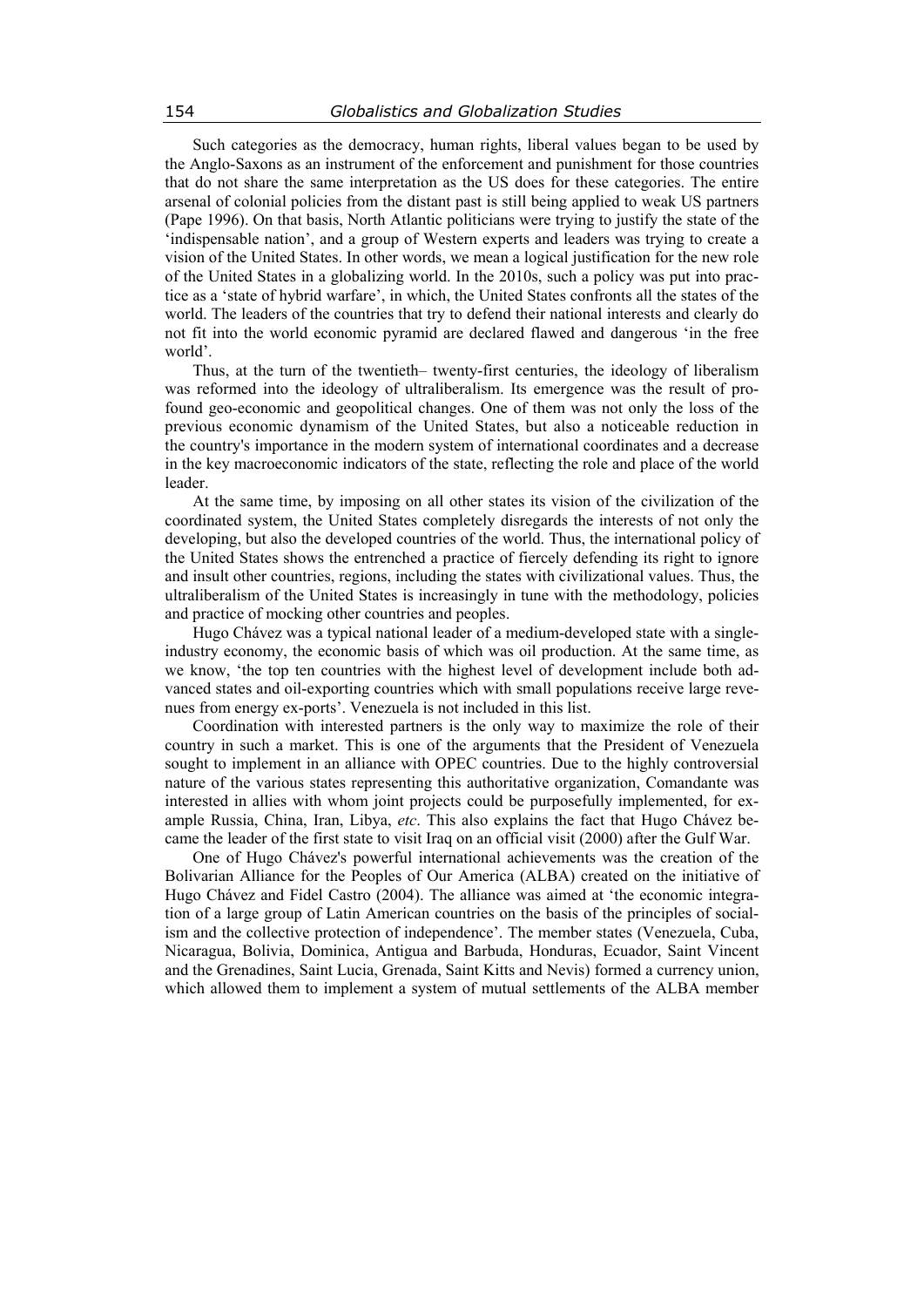Such categories as the democracy, human rights, liberal values began to be used by the Anglo-Saxons as an instrument of the enforcement and punishment for those countries that do not share the same interpretation as the US does for these categories. The entire arsenal of colonial policies from the distant past is still being applied to weak US partners (Pape 1996). On that basis, North Atlantic politicians were trying to justify the state of the 'indispensable nation', and a group of Western experts and leaders was trying to create a vision of the United States. In other words, we mean a logical justification for the new role of the United States in a globalizing world. In the 2010s, such a policy was put into practice as a 'state of hybrid warfare', in which, the United States confronts all the states of the world. The leaders of the countries that try to defend their national interests and clearly do not fit into the world economic pyramid are declared flawed and dangerous 'in the free world'.

Thus, at the turn of the twentieth– twenty-first centuries, the ideology of liberalism was reformed into the ideology of ultraliberalism. Its emergence was the result of profound geo-economic and geopolitical changes. One of them was not only the loss of the previous economic dynamism of the United States, but also a noticeable reduction in the country's importance in the modern system of international coordinates and a decrease in the key macroeconomic indicators of the state, reflecting the role and place of the world leader.

At the same time, by imposing on all other states its vision of the civilization of the coordinated system, the United States completely disregards the interests of not only the developing, but also the developed countries of the world. Thus, the international policy of the United States shows the entrenched a practice of fiercely defending its right to ignore and insult other countries, regions, including the states with civilizational values. Thus, the ultraliberalism of the United States is increasingly in tune with the methodology, policies and practice of mocking other countries and peoples.

Hugo Chávez was a typical national leader of a medium-developed state with a single-industry economy, the economic basis of which was oil production. At the same time, as we know, 'the top ten countries with the highest level of development include both advanced states and oil-exporting countries which with small populations receive large revenues from energy ex-ports'. Venezuela is not included in this list.

Coordination with interested partners is the only way to maximize the role of their country in such a market. This is one of the arguments that the President of Venezuela sought to implement in an alliance with OPEC countries. Due to the highly controversial nature of the various states representing this authoritative organization, Comandante was interested in allies with whom joint projects could be purposefully implemented, for example Russia, China, Iran, Libya, *etc*. This also explains the fact that Hugo Chávez became the leader of the first state to visit Iraq on an official visit (2000) after the Gulf War.

One of Hugo Chávez's powerful international achievements was the creation of the Bolivarian Alliance for the Peoples of Our America (ALBA) created on the initiative of Hugo Chávez and Fidel Castro (2004). The alliance was aimed at 'the economic integration of a large group of Latin American countries on the basis of the principles of socialism and the collective protection of independence'. The member states (Venezuela, Cuba, Nicaragua, Bolivia, Dominica, Antigua and Barbuda, Honduras, Ecuador, Saint Vincent and the Grenadines, Saint Lucia, Grenada, Saint Kitts and Nevis) formed a currency union, which allowed them to implement a system of mutual settlements of the ALBA member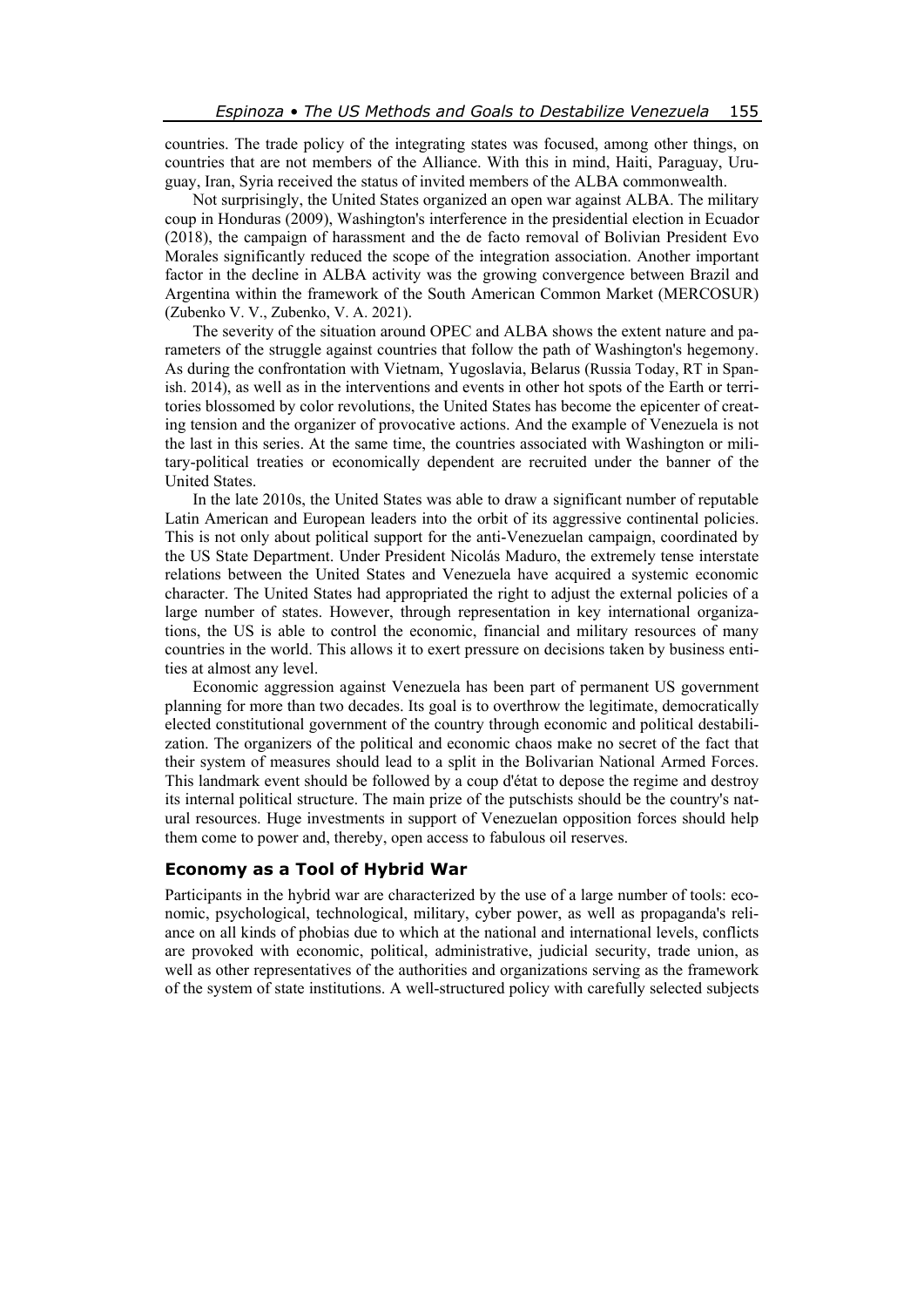countries. The trade policy of the integrating states was focused, among other things, on countries that are not members of the Alliance. With this in mind, Haiti, Paraguay, Uruguay, Iran, Syria received the status of invited members of the ALBA commonwealth.

Not surprisingly, the United States organized an open war against ALBA. The military coup in Honduras (2009), Washington's interference in the presidential election in Ecuador (2018), the campaign of harassment and the de facto removal of Bolivian President Evo Morales significantly reduced the scope of the integration association. Another important factor in the decline in ALBA activity was the growing convergence between Brazil and Argentina within the framework of the South American Common Market (MERCOSUR) (Zubenko V. V., Zubenko, V. A. 2021).

The severity of the situation around OPEC and ALBA shows the extent nature and parameters of the struggle against countries that follow the path of Washington's hegemony. As during the confrontation with Vietnam, Yugoslavia, Belarus (Russia Today, RT in Spanish. 2014), as well as in the interventions and events in other hot spots of the Earth or territories blossomed by color revolutions, the United States has become the epicenter of creating tension and the organizer of provocative actions. And the example of Venezuela is not the last in this series. At the same time, the countries associated with Washington or military-political treaties or economically dependent are recruited under the banner of the United States.

In the late 2010s, the United States was able to draw a significant number of reputable Latin American and European leaders into the orbit of its aggressive continental policies. This is not only about political support for the anti-Venezuelan campaign, coordinated by the US State Department. Under President Nicolás Maduro, the extremely tense interstate relations between the United States and Venezuela have acquired a systemic economic character. The United States had appropriated the right to adjust the external policies of a large number of states. However, through representation in key international organizations, the US is able to control the economic, financial and military resources of many countries in the world. This allows it to exert pressure on decisions taken by business entities at almost any level.

Economic aggression against Venezuela has been part of permanent US government planning for more than two decades. Its goal is to overthrow the legitimate, democratically elected constitutional government of the country through economic and political destabilization. The organizers of the political and economic chaos make no secret of the fact that their system of measures should lead to a split in the Bolivarian National Armed Forces. This landmark event should be followed by a coup d'état to depose the regime and destroy its internal political structure. The main prize of the putschists should be the country's natural resources. Huge investments in support of Venezuelan opposition forces should help them come to power and, thereby, open access to fabulous oil reserves.

## Economy as a Tool of Hybrid War

Participants in the hybrid war are characterized by the use of a large number of tools: economic, psychological, technological, military, cyber power, as well as propaganda's reliance on all kinds of phobias due to which at the national and international levels, conflicts are provoked with economic, political, administrative, judicial security, trade union, as well as other representatives of the authorities and organizations serving as the framework of the system of state institutions. A well-structured policy with carefully selected subjects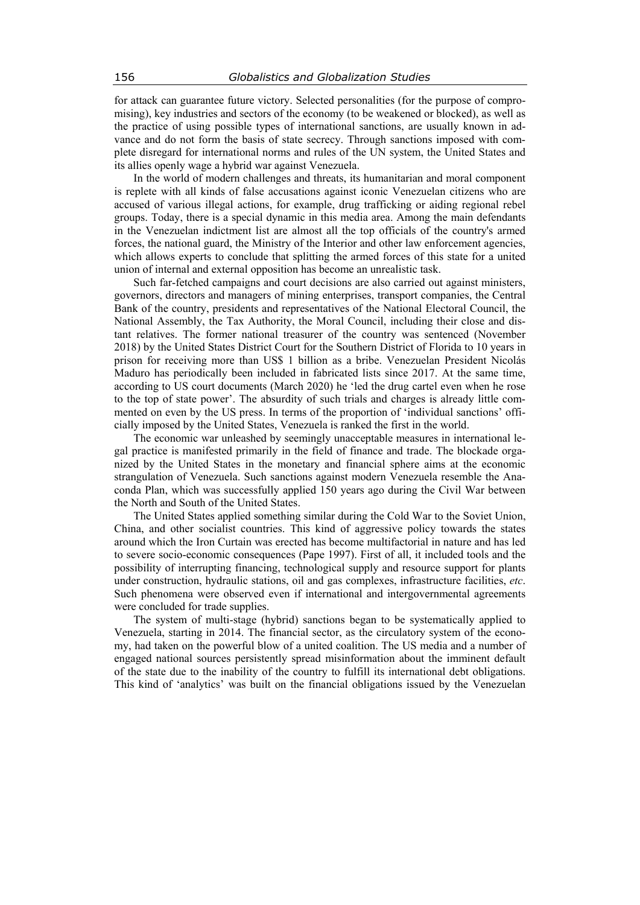for attack can guarantee future victory. Selected personalities (for the purpose of compromising), key industries and sectors of the economy (to be weakened or blocked), as well as the practice of using possible types of international sanctions, are usually known in advance and do not form the basis of state secrecy. Through sanctions imposed with complete disregard for international norms and rules of the UN system, the United States and its allies openly wage a hybrid war against Venezuela.

In the world of modern challenges and threats, its humanitarian and moral component is replete with all kinds of false accusations against iconic Venezuelan citizens who are accused of various illegal actions, for example, drug trafficking or aiding regional rebel groups. Today, there is a special dynamic in this media area. Among the main defendants in the Venezuelan indictment list are almost all the top officials of the country's armed forces, the national guard, the Ministry of the Interior and other law enforcement agencies, which allows experts to conclude that splitting the armed forces of this state for a united union of internal and external opposition has become an unrealistic task.

Such far-fetched campaigns and court decisions are also carried out against ministers, governors, directors and managers of mining enterprises, transport companies, the Central Bank of the country, presidents and representatives of the National Electoral Council, the National Assembly, the Tax Authority, the Moral Council, including their close and distant relatives. The former national treasurer of the country was sentenced (November 2018) by the United States District Court for the Southern District of Florida to 10 years in prison for receiving more than US$ 1 billion as a bribe. Venezuelan President Nicolás Maduro has periodically been included in fabricated lists since 2017. At the same time, according to US court documents (March 2020) he 'led the drug cartel even when he rose to the top of state power'. The absurdity of such trials and charges is already little commented on even by the US press. In terms of the proportion of 'individual sanctions' officially imposed by the United States, Venezuela is ranked the first in the world.

The economic war unleashed by seemingly unacceptable measures in international legal practice is manifested primarily in the field of finance and trade. The blockade organized by the United States in the monetary and financial sphere aims at the economic strangulation of Venezuela. Such sanctions against modern Venezuela resemble the Anaconda Plan, which was successfully applied 150 years ago during the Civil War between the North and South of the United States.

The United States applied something similar during the Cold War to the Soviet Union, China, and other socialist countries. This kind of aggressive policy towards the states around which the Iron Curtain was erected has become multifactorial in nature and has led to severe socio-economic consequences (Pape 1997). First of all, it included tools and the possibility of interrupting financing, technological supply and resource support for plants under construction, hydraulic stations, oil and gas complexes, infrastructure facilities, *etc*. Such phenomena were observed even if international and intergovernmental agreements were concluded for trade supplies.

The system of multi-stage (hybrid) sanctions began to be systematically applied to Venezuela, starting in 2014. The financial sector, as the circulatory system of the economy, had taken on the powerful blow of a united coalition. The US media and a number of engaged national sources persistently spread misinformation about the imminent default of the state due to the inability of the country to fulfill its international debt obligations. This kind of 'analytics' was built on the financial obligations issued by the Venezuelan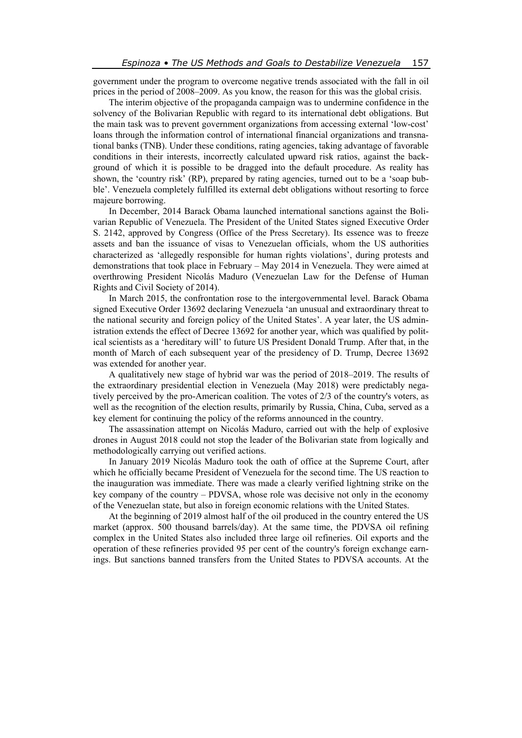government under the program to overcome negative trends associated with the fall in oil prices in the period of 2008–2009. As you know, the reason for this was the global crisis.

The interim objective of the propaganda campaign was to undermine confidence in the solvency of the Bolivarian Republic with regard to its international debt obligations. But the main task was to prevent government organizations from accessing external 'low-cost' loans through the information control of international financial organizations and transnational banks (TNB). Under these conditions, rating agencies, taking advantage of favorable conditions in their interests, incorrectly calculated upward risk ratios, against the background of which it is possible to be dragged into the default procedure. As reality has shown, the 'country risk' (RP), prepared by rating agencies, turned out to be a 'soap bubble'. Venezuela completely fulfilled its external debt obligations without resorting to force majeure borrowing.

In December, 2014 Barack Obama launched international sanctions against the Bolivarian Republic of Venezuela. The President of the United States signed Executive Order S. 2142, approved by Congress (Office of the Press Secretary). Its essence was to freeze assets and ban the issuance of visas to Venezuelan officials, whom the US authorities characterized as 'allegedly responsible for human rights violations', during protests and demonstrations that took place in February – May 2014 in Venezuela. They were aimed at overthrowing President Nicolás Maduro (Venezuelan Law for the Defense of Human Rights and Civil Society of 2014).

In March 2015, the confrontation rose to the intergovernmental level. Barack Obama signed Executive Order 13692 declaring Venezuela 'an unusual and extraordinary threat to the national security and foreign policy of the United States'. A year later, the US administration extends the effect of Decree 13692 for another year, which was qualified by political scientists as a 'hereditary will' to future US President Donald Trump. After that, in the month of March of each subsequent year of the presidency of D. Trump, Decree 13692 was extended for another year.

A qualitatively new stage of hybrid war was the period of 2018–2019. The results of the extraordinary presidential election in Venezuela (May 2018) were predictably negatively perceived by the pro-American coalition. The votes of 2/3 of the country's voters, as well as the recognition of the election results, primarily by Russia, China, Cuba, served as a key element for continuing the policy of the reforms announced in the country.

The assassination attempt on Nicolás Maduro, carried out with the help of explosive drones in August 2018 could not stop the leader of the Bolivarian state from logically and methodologically carrying out verified actions.

In January 2019 Nicolás Maduro took the oath of office at the Supreme Court, after which he officially became President of Venezuela for the second time. The US reaction to the inauguration was immediate. There was made a clearly verified lightning strike on the key company of the country – PDVSA, whose role was decisive not only in the economy of the Venezuelan state, but also in foreign economic relations with the United States.

At the beginning of 2019 almost half of the oil produced in the country entered the US market (approx. 500 thousand barrels/day). At the same time, the PDVSA oil refining complex in the United States also included three large oil refineries. Oil exports and the operation of these refineries provided 95 per cent of the country's foreign exchange earnings. But sanctions banned transfers from the United States to PDVSA accounts. At the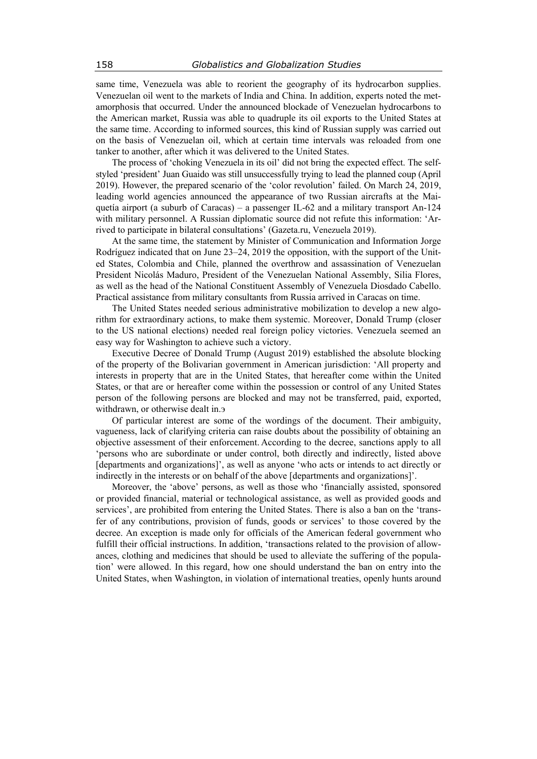same time, Venezuela was able to reorient the geography of its hydrocarbon supplies. Venezuelan oil went to the markets of India and China. In addition, experts noted the metamorphosis that occurred. Under the announced blockade of Venezuelan hydrocarbons to the American market, Russia was able to quadruple its oil exports to the United States at the same time. According to informed sources, this kind of Russian supply was carried out on the basis of Venezuelan oil, which at certain time intervals was reloaded from one tanker to another, after which it was delivered to the United States.

The process of 'choking Venezuela in its oil' did not bring the expected effect. The self-styled 'president' Juan Guaido was still unsuccessfully trying to lead the planned coup (April 2019). However, the prepared scenario of the 'color revolution' failed. On March 24, 2019, leading world agencies announced the appearance of two Russian aircrafts at the Maiquetía airport (a suburb of Caracas) – a passenger IL-62 and a military transport An-124 with military personnel. A Russian diplomatic source did not refute this information: 'Arrived to participate in bilateral consultations' (Gazeta.ru, Venezuela 2019).

At the same time, the statement by Minister of Communication and Information Jorge Rodríguez indicated that on June 23–24, 2019 the opposition, with the support of the United States, Colombia and Chile, planned the overthrow and assassination of Venezuelan President Nicolás Maduro, President of the Venezuelan National Assembly, Silia Flores, as well as the head of the National Constituent Assembly of Venezuela Diosdado Cabello. Practical assistance from military consultants from Russia arrived in Caracas on time.

The United States needed serious administrative mobilization to develop a new algorithm for extraordinary actions, to make them systemic. Moreover, Donald Trump (closer to the US national elections) needed real foreign policy victories. Venezuela seemed an easy way for Washington to achieve such a victory.

Executive Decree of Donald Trump (August 2019) established the absolute blocking of the property of the Bolivarian government in American jurisdiction: 'All property and interests in property that are in the United States, that hereafter come within the United States, or that are or hereafter come within the possession or control of any United States person of the following persons are blocked and may not be transferred, paid, exported, withdrawn, or otherwise dealt in.э

Of particular interest are some of the wordings of the document. Their ambiguity, vagueness, lack of clarifying criteria can raise doubts about the possibility of obtaining an objective assessment of their enforcement. According to the decree, sanctions apply to all 'persons who are subordinate or under control, both directly and indirectly, listed above [departments and organizations]', as well as anyone 'who acts or intends to act directly or indirectly in the interests or on behalf of the above [departments and organizations]'.

Moreover, the 'above' persons, as well as those who 'financially assisted, sponsored or provided financial, material or technological assistance, as well as provided goods and services', are prohibited from entering the United States. There is also a ban on the 'transfer of any contributions, provision of funds, goods or services' to those covered by the decree. An exception is made only for officials of the American federal government who fulfill their official instructions. In addition, 'transactions related to the provision of allowances, clothing and medicines that should be used to alleviate the suffering of the population' were allowed. In this regard, how one should understand the ban on entry into the United States, when Washington, in violation of international treaties, openly hunts around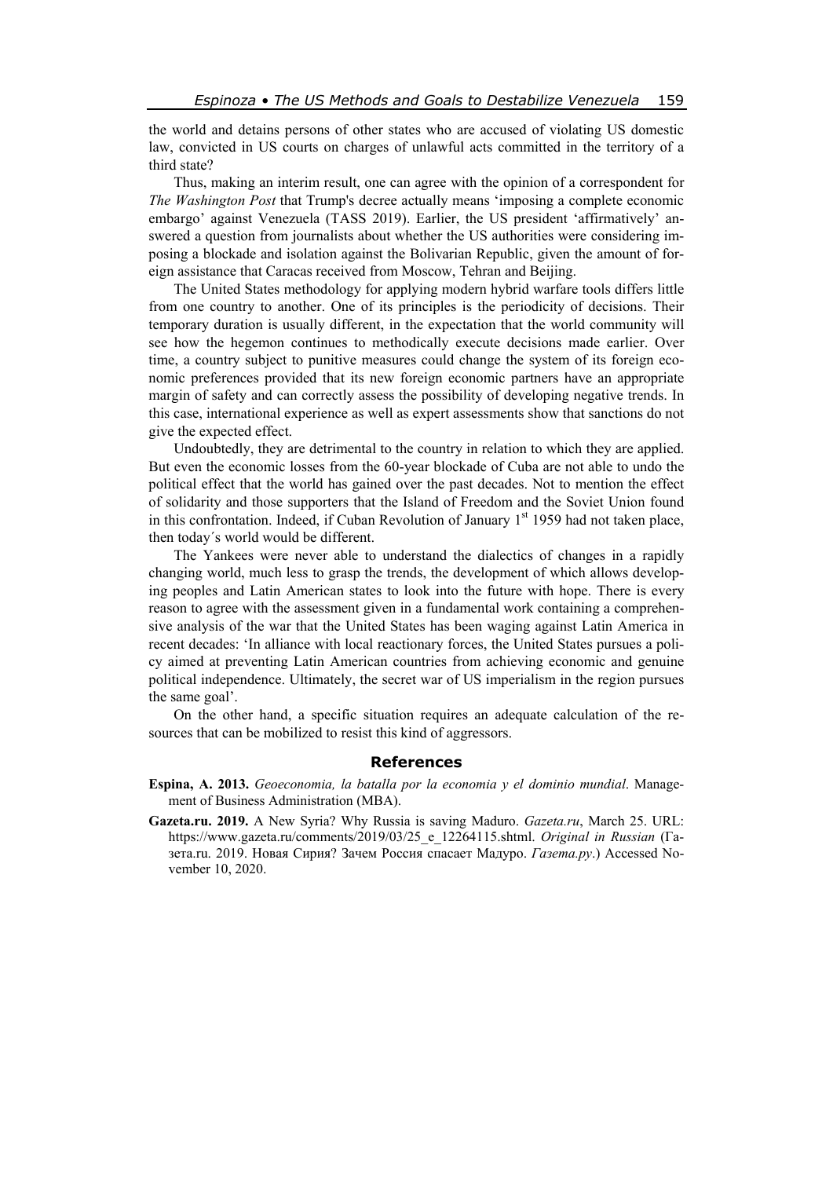the world and detains persons of other states who are accused of violating US domestic law, convicted in US courts on charges of unlawful acts committed in the territory of a third state?

Thus, making an interim result, one can agree with the opinion of a correspondent for *The Washington Post* that Trump's decree actually means 'imposing a complete economic embargo' against Venezuela (TASS 2019). Earlier, the US president 'affirmatively' answered a question from journalists about whether the US authorities were considering imposing a blockade and isolation against the Bolivarian Republic, given the amount of foreign assistance that Caracas received from Moscow, Tehran and Beijing.

The United States methodology for applying modern hybrid warfare tools differs little from one country to another. One of its principles is the periodicity of decisions. Their temporary duration is usually different, in the expectation that the world community will see how the hegemon continues to methodically execute decisions made earlier. Over time, a country subject to punitive measures could change the system of its foreign economic preferences provided that its new foreign economic partners have an appropriate margin of safety and can correctly assess the possibility of developing negative trends. In this case, international experience as well as expert assessments show that sanctions do not give the expected effect.

Undoubtedly, they are detrimental to the country in relation to which they are applied. But even the economic losses from the 60-year blockade of Cuba are not able to undo the political effect that the world has gained over the past decades. Not to mention the effect of solidarity and those supporters that the Island of Freedom and the Soviet Union found in this confrontation. Indeed, if Cuban Revolution of January 1st 1959 had not taken place, then today´s world would be different.

The Yankees were never able to understand the dialectics of changes in a rapidly changing world, much less to grasp the trends, the development of which allows developing peoples and Latin American states to look into the future with hope. There is every reason to agree with the assessment given in a fundamental work containing a comprehensive analysis of the war that the United States has been waging against Latin America in recent decades: 'In alliance with local reactionary forces, the United States pursues a policy aimed at preventing Latin American countries from achieving economic and genuine political independence. Ultimately, the secret war of US imperialism in the region pursues the same goal'.

On the other hand, a specific situation requires an adequate calculation of the resources that can be mobilized to resist this kind of aggressors.

## References

**Espina, A. 2013.** *Geoeconomia, la batalla por la economia y el dominio mundial*. Management of Business Administration (MBA).

**Gazeta.ru. 2019.** A New Syria? Why Russia is saving Maduro. *Gazeta.ru*, March 25. URL: https://www.gazeta.ru/comments/2019/03/25_e_12264115.shtml. *Original in Russian* (Газета.ru. 2019. Новая Сирия? Зачем Россия спасает Мадуро. *Газета.ру*.) Accessed November 10, 2020.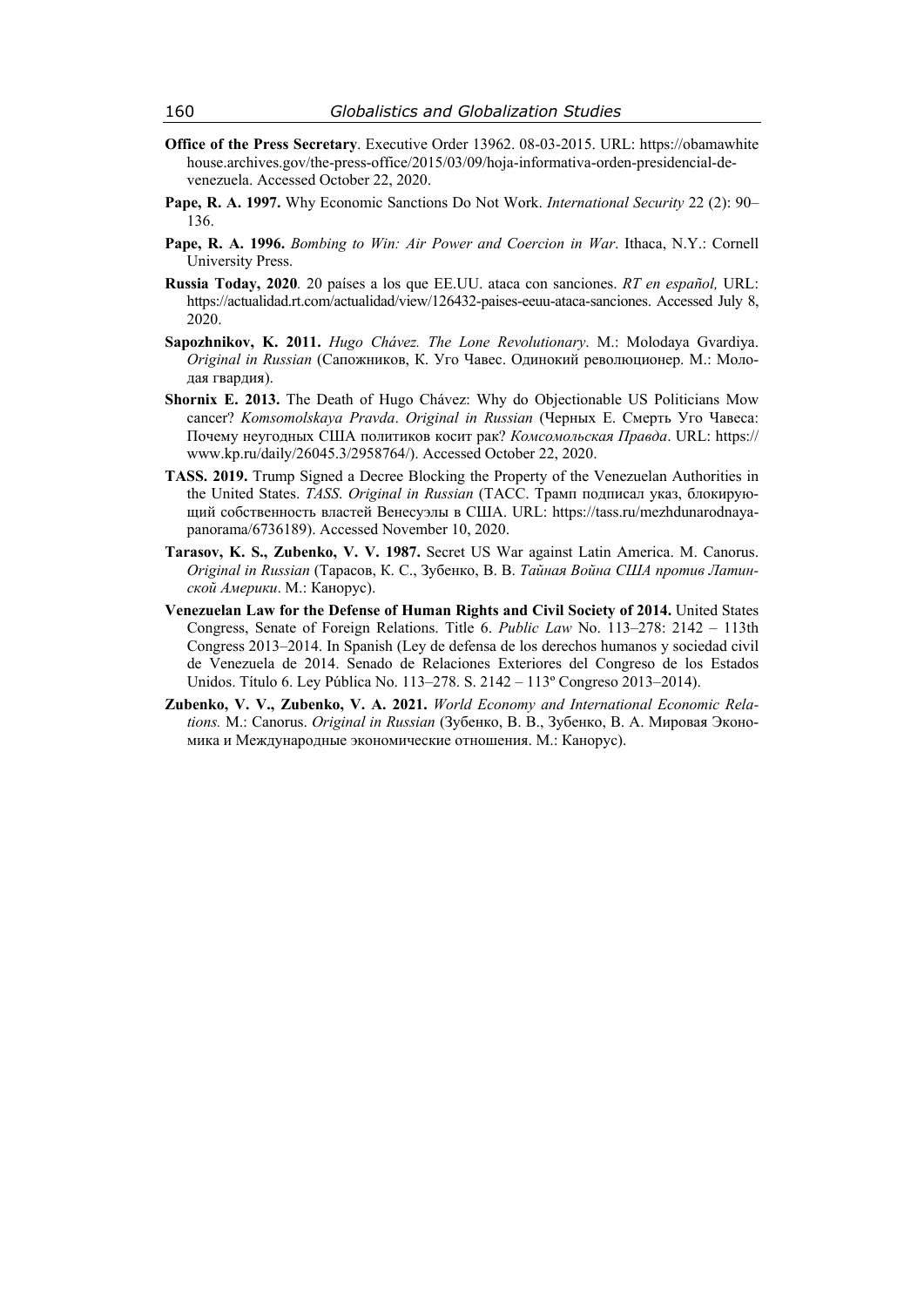**Office of the Press Secretary**. Executive Order 13962. 08-03-2015. URL: https://obamawhitehouse.archives.gov/the-press-office/2015/03/09/hoja-informativa-orden-presidencial-de-venezuela. Accessed October 22, 2020.

**Pape, R. A. 1997.** Why Economic Sanctions Do Not Work. *International Security* 22 (2): 90–136.

**Pape, R. A. 1996.** *Bombing to Win: Air Power and Coercion in War*. Ithaca, N.Y.: Cornell University Press.

**Russia Today, 2020***.* 20 países a los que EE.UU. ataca con sanciones. *RT en español,* URL: https://actualidad.rt.com/actualidad/view/126432-paises-eeuu-ataca-sanciones. Accessed July 8, 2020.

**Sapozhnikov, K. 2011.** *Hugo Chávez. The Lone Revolutionary*. M.: Molodaya Gvardiya. *Original in Russian* (Сапожников, К. Уго Чавес. Одинокий революционер. М.: Молодая гвардия).

**Shornix E. 2013.** The Death of Hugo Chávez: Why do Objectionable US Politicians Mow cancer? *Komsomolskaya Pravda*. *Original in Russian* (Черных Е. Смерть Уго Чавеса: Почему неугодных США политиков косит рак? *Комсомольская Правда*. URL: https://www.kp.ru/daily/26045.3/2958764/). Accessed October 22, 2020.

**TASS. 2019.** Trump Signed a Decree Blocking the Property of the Venezuelan Authorities in the United States. *TASS*. *Original in Russian* (ТАСС. Трамп подписал указ, блокирующий собственность властей Венесуэлы в США. URL: https://tass.ru/mezhdunarodnaya-panorama/6736189). Accessed November 10, 2020.

**Tarasov, K. S., Zubenko, V. V. 1987.** Secret US War against Latin America. M. Canorus. *Original in Russian* (Тарасов, К. С., Зубенко, В. В. *Тайная Война США против Латинской Америки*. М.: Канорус).

**Venezuelan Law for the Defense of Human Rights and Civil Society of 2014.** United States Congress, Senate of Foreign Relations. Title 6. *Public Law* No. 113–278: 2142 – 113th Congress 2013–2014. In Spanish (Ley de defensa de los derechos humanos y sociedad civil de Venezuela de 2014. Senado de Relaciones Exteriores del Congreso de los Estados Unidos. Título 6. Ley Pública No. 113–278. S. 2142 – 113º Congreso 2013–2014).

**Zubenko, V. V., Zubenko, V. A. 2021.** *World Economy and International Economic Relations.* M.: Canorus. *Original in Russian* (Зубенко, В. В., Зубенко, В. А. Мировая Экономика и Международные экономические отношения. М.: Канорус).